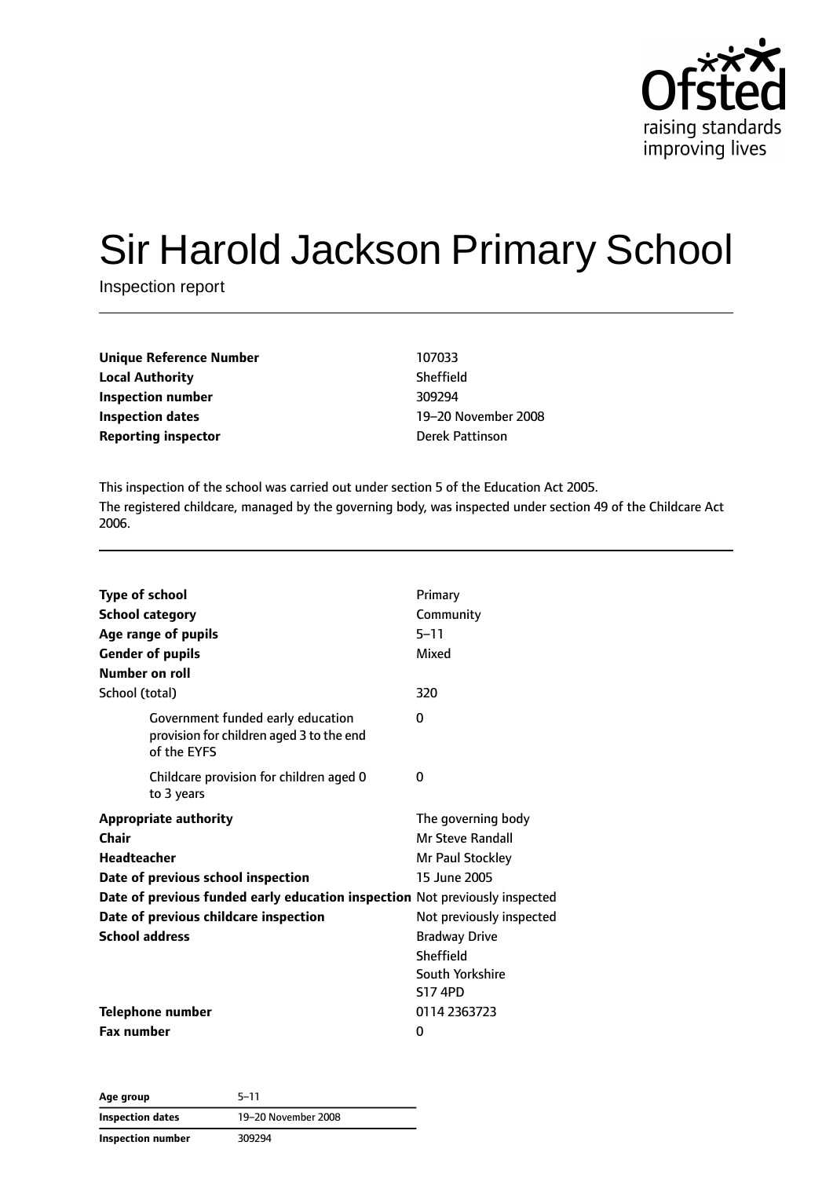# Sir Harold Jackson Primary School

Inspection report

| | |
|---|---|
| **Unique Reference Number** | 107033 |
| **Local Authority** | Sheffield |
| **Inspection number** | 309294 |
| **Inspection dates** | 19–20 November 2008 |
| **Reporting inspector** | Derek Pattinson |

This inspection of the school was carried out under section 5 of the Education Act 2005.

The registered childcare, managed by the governing body, was inspected under section 49 of the Childcare Act 2006.

| | |
|---|---|
| **Type of school** | Primary |
| **School category** | Community |
| **Age range of pupils** | 5–11 |
| **Gender of pupils** | Mixed |
| **Number on roll** | |
| School (total) | 320 |
| Government funded early education provision for children aged 3 to the end of the EYFS | 0 |
| Childcare provision for children aged 0 to 3 years | 0 |
| **Appropriate authority** | The governing body |
| **Chair** | Mr Steve Randall |
| **Headteacher** | Mr Paul Stockley |
| **Date of previous school inspection** | 15 June 2005 |
| **Date of previous funded early education inspection** | Not previously inspected |
| **Date of previous childcare inspection** | Not previously inspected |
| **School address** | Bradway Drive<br>Sheffield<br>South Yorkshire<br>S17 4PD |
| **Telephone number** | 0114 2363723 |
| **Fax number** | 0 |

| | |
|---|---|
| **Age group** | 5–11 |
| **Inspection dates** | 19–20 November 2008 |
| **Inspection number** | 309294 |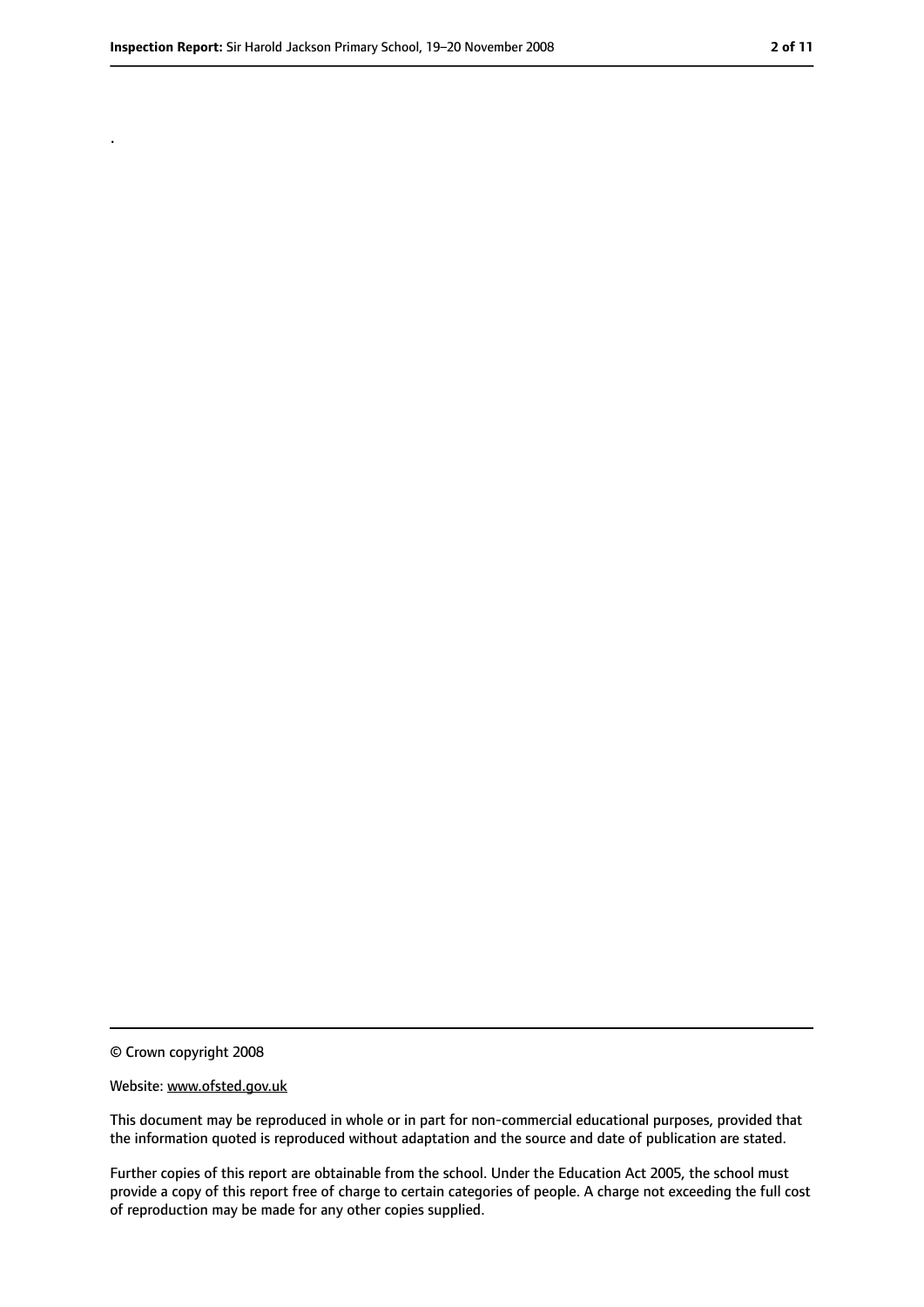.

© Crown copyright 2008

Website: www.ofsted.gov.uk

This document may be reproduced in whole or in part for non-commercial educational purposes, provided that the information quoted is reproduced without adaptation and the source and date of publication are stated.

Further copies of this report are obtainable from the school. Under the Education Act 2005, the school must provide a copy of this report free of charge to certain categories of people. A charge not exceeding the full cost of reproduction may be made for any other copies supplied.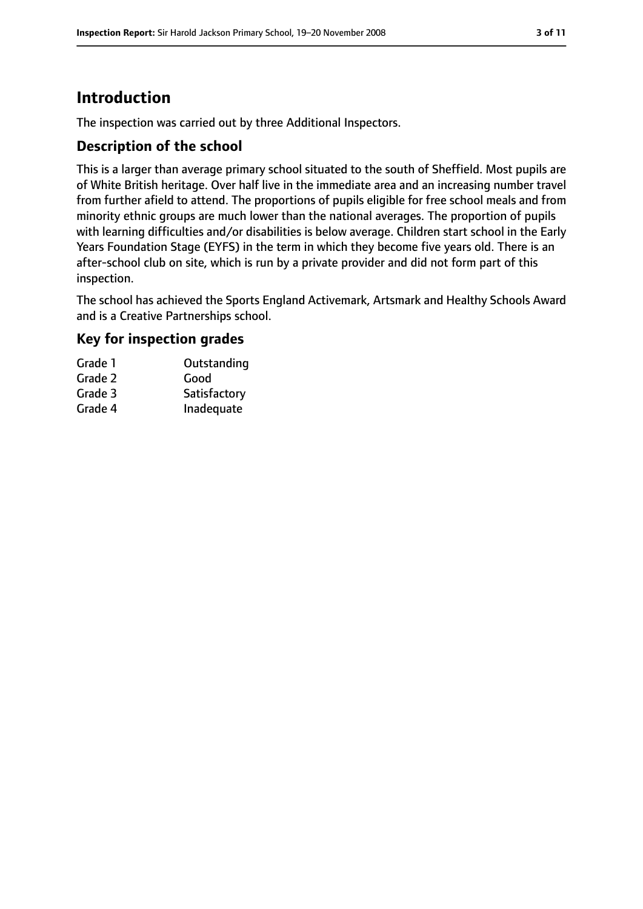# Introduction

The inspection was carried out by three Additional Inspectors.

## Description of the school

This is a larger than average primary school situated to the south of Sheffield. Most pupils are of White British heritage. Over half live in the immediate area and an increasing number travel from further afield to attend. The proportions of pupils eligible for free school meals and from minority ethnic groups are much lower than the national averages. The proportion of pupils with learning difficulties and/or disabilities is below average. Children start school in the Early Years Foundation Stage (EYFS) in the term in which they become five years old. There is an after-school club on site, which is run by a private provider and did not form part of this inspection.

The school has achieved the Sports England Activemark, Artsmark and Healthy Schools Award and is a Creative Partnerships school.

## Key for inspection grades

| | |
|---|---|
| Grade 1 | Outstanding |
| Grade 2 | Good |
| Grade 3 | Satisfactory |
| Grade 4 | Inadequate |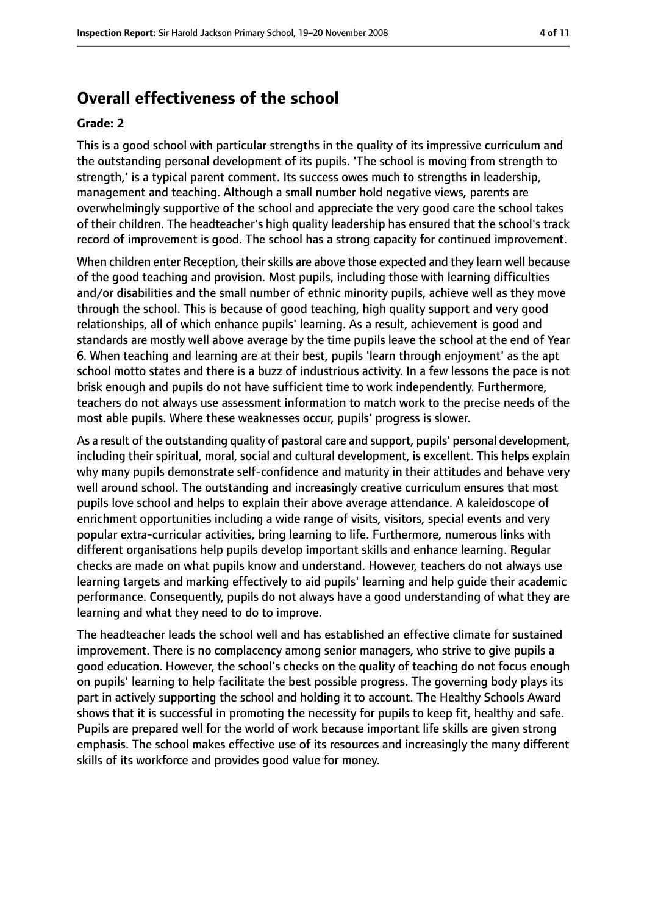## Overall effectiveness of the school

**Grade: 2**

This is a good school with particular strengths in the quality of its impressive curriculum and the outstanding personal development of its pupils. 'The school is moving from strength to strength,' is a typical parent comment. Its success owes much to strengths in leadership, management and teaching. Although a small number hold negative views, parents are overwhelmingly supportive of the school and appreciate the very good care the school takes of their children. The headteacher's high quality leadership has ensured that the school's track record of improvement is good. The school has a strong capacity for continued improvement.

When children enter Reception, their skills are above those expected and they learn well because of the good teaching and provision. Most pupils, including those with learning difficulties and/or disabilities and the small number of ethnic minority pupils, achieve well as they move through the school. This is because of good teaching, high quality support and very good relationships, all of which enhance pupils' learning. As a result, achievement is good and standards are mostly well above average by the time pupils leave the school at the end of Year 6. When teaching and learning are at their best, pupils 'learn through enjoyment' as the apt school motto states and there is a buzz of industrious activity. In a few lessons the pace is not brisk enough and pupils do not have sufficient time to work independently. Furthermore, teachers do not always use assessment information to match work to the precise needs of the most able pupils. Where these weaknesses occur, pupils' progress is slower.

As a result of the outstanding quality of pastoral care and support, pupils' personal development, including their spiritual, moral, social and cultural development, is excellent. This helps explain why many pupils demonstrate self-confidence and maturity in their attitudes and behave very well around school. The outstanding and increasingly creative curriculum ensures that most pupils love school and helps to explain their above average attendance. A kaleidoscope of enrichment opportunities including a wide range of visits, visitors, special events and very popular extra-curricular activities, bring learning to life. Furthermore, numerous links with different organisations help pupils develop important skills and enhance learning. Regular checks are made on what pupils know and understand. However, teachers do not always use learning targets and marking effectively to aid pupils' learning and help guide their academic performance. Consequently, pupils do not always have a good understanding of what they are learning and what they need to do to improve.

The headteacher leads the school well and has established an effective climate for sustained improvement. There is no complacency among senior managers, who strive to give pupils a good education. However, the school's checks on the quality of teaching do not focus enough on pupils' learning to help facilitate the best possible progress. The governing body plays its part in actively supporting the school and holding it to account. The Healthy Schools Award shows that it is successful in promoting the necessity for pupils to keep fit, healthy and safe. Pupils are prepared well for the world of work because important life skills are given strong emphasis. The school makes effective use of its resources and increasingly the many different skills of its workforce and provides good value for money.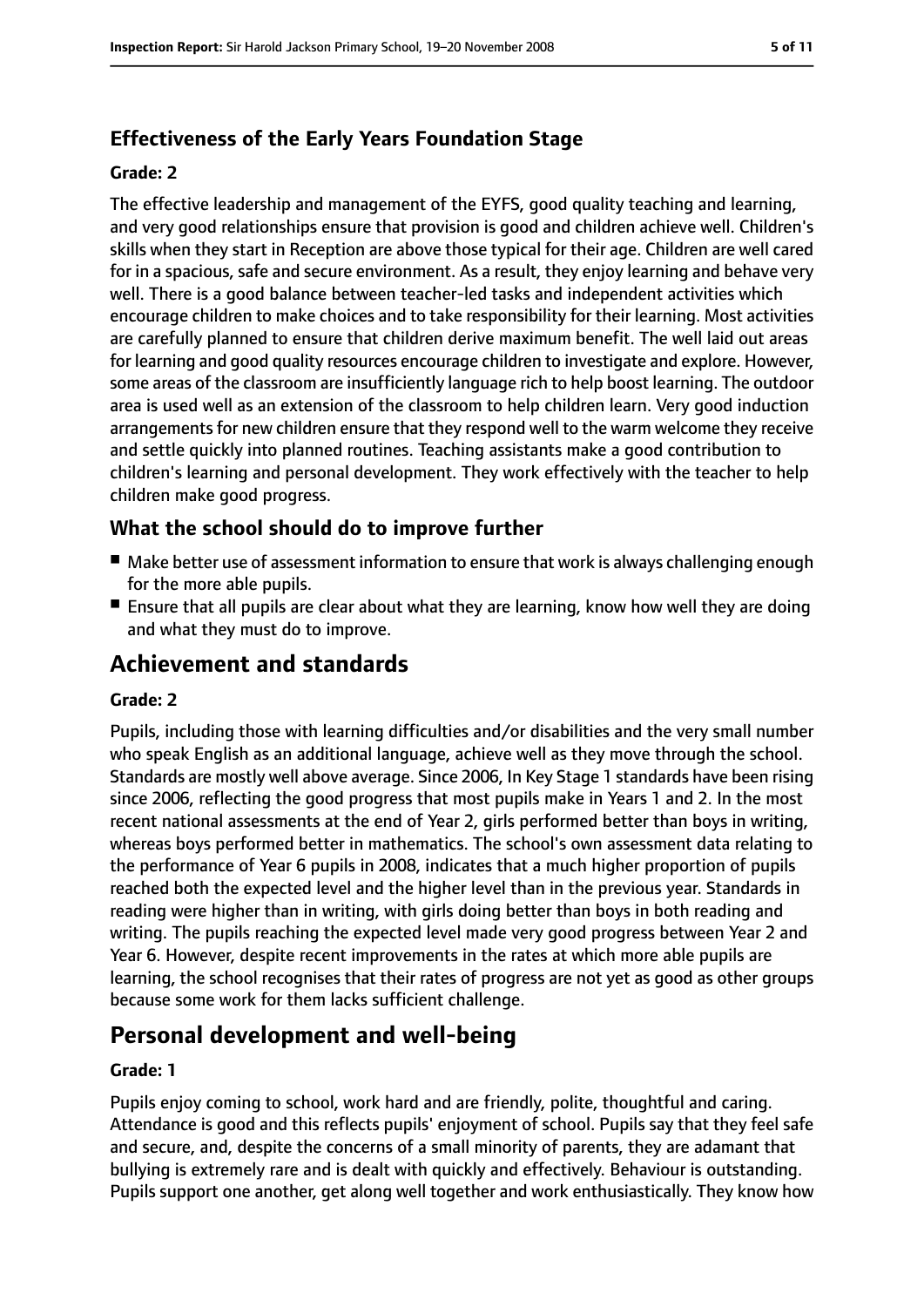### Effectiveness of the Early Years Foundation Stage

#### Grade: 2

The effective leadership and management of the EYFS, good quality teaching and learning, and very good relationships ensure that provision is good and children achieve well. Children's skills when they start in Reception are above those typical for their age. Children are well cared for in a spacious, safe and secure environment. As a result, they enjoy learning and behave very well. There is a good balance between teacher-led tasks and independent activities which encourage children to make choices and to take responsibility for their learning. Most activities are carefully planned to ensure that children derive maximum benefit. The well laid out areas for learning and good quality resources encourage children to investigate and explore. However, some areas of the classroom are insufficiently language rich to help boost learning. The outdoor area is used well as an extension of the classroom to help children learn. Very good induction arrangements for new children ensure that they respond well to the warm welcome they receive and settle quickly into planned routines. Teaching assistants make a good contribution to children's learning and personal development. They work effectively with the teacher to help children make good progress.

### What the school should do to improve further

- Make better use of assessment information to ensure that work is always challenging enough for the more able pupils.
- Ensure that all pupils are clear about what they are learning, know how well they are doing and what they must do to improve.

## Achievement and standards

#### Grade: 2

Pupils, including those with learning difficulties and/or disabilities and the very small number who speak English as an additional language, achieve well as they move through the school. Standards are mostly well above average. Since 2006, In Key Stage 1 standards have been rising since 2006, reflecting the good progress that most pupils make in Years 1 and 2. In the most recent national assessments at the end of Year 2, girls performed better than boys in writing, whereas boys performed better in mathematics. The school's own assessment data relating to the performance of Year 6 pupils in 2008, indicates that a much higher proportion of pupils reached both the expected level and the higher level than in the previous year. Standards in reading were higher than in writing, with girls doing better than boys in both reading and writing. The pupils reaching the expected level made very good progress between Year 2 and Year 6. However, despite recent improvements in the rates at which more able pupils are learning, the school recognises that their rates of progress are not yet as good as other groups because some work for them lacks sufficient challenge.

## Personal development and well-being

#### Grade: 1

Pupils enjoy coming to school, work hard and are friendly, polite, thoughtful and caring. Attendance is good and this reflects pupils' enjoyment of school. Pupils say that they feel safe and secure, and, despite the concerns of a small minority of parents, they are adamant that bullying is extremely rare and is dealt with quickly and effectively. Behaviour is outstanding. Pupils support one another, get along well together and work enthusiastically. They know how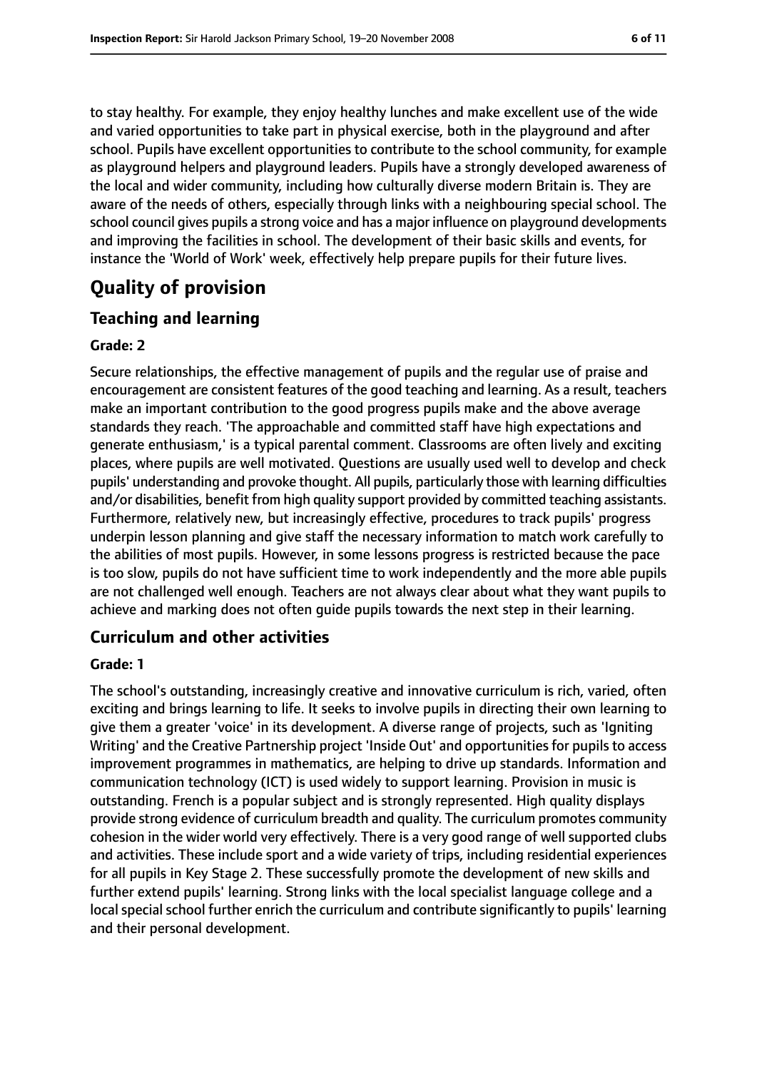to stay healthy. For example, they enjoy healthy lunches and make excellent use of the wide and varied opportunities to take part in physical exercise, both in the playground and after school. Pupils have excellent opportunities to contribute to the school community, for example as playground helpers and playground leaders. Pupils have a strongly developed awareness of the local and wider community, including how culturally diverse modern Britain is. They are aware of the needs of others, especially through links with a neighbouring special school. The school council gives pupils a strong voice and has a major influence on playground developments and improving the facilities in school. The development of their basic skills and events, for instance the 'World of Work' week, effectively help prepare pupils for their future lives.

# Quality of provision

## Teaching and learning

**Grade: 2**

Secure relationships, the effective management of pupils and the regular use of praise and encouragement are consistent features of the good teaching and learning. As a result, teachers make an important contribution to the good progress pupils make and the above average standards they reach. 'The approachable and committed staff have high expectations and generate enthusiasm,' is a typical parental comment. Classrooms are often lively and exciting places, where pupils are well motivated. Questions are usually used well to develop and check pupils' understanding and provoke thought. All pupils, particularly those with learning difficulties and/or disabilities, benefit from high quality support provided by committed teaching assistants. Furthermore, relatively new, but increasingly effective, procedures to track pupils' progress underpin lesson planning and give staff the necessary information to match work carefully to the abilities of most pupils. However, in some lessons progress is restricted because the pace is too slow, pupils do not have sufficient time to work independently and the more able pupils are not challenged well enough. Teachers are not always clear about what they want pupils to achieve and marking does not often guide pupils towards the next step in their learning.

## Curriculum and other activities

**Grade: 1**

The school's outstanding, increasingly creative and innovative curriculum is rich, varied, often exciting and brings learning to life. It seeks to involve pupils in directing their own learning to give them a greater 'voice' in its development. A diverse range of projects, such as 'Igniting Writing' and the Creative Partnership project 'Inside Out' and opportunities for pupils to access improvement programmes in mathematics, are helping to drive up standards. Information and communication technology (ICT) is used widely to support learning. Provision in music is outstanding. French is a popular subject and is strongly represented. High quality displays provide strong evidence of curriculum breadth and quality. The curriculum promotes community cohesion in the wider world very effectively. There is a very good range of well supported clubs and activities. These include sport and a wide variety of trips, including residential experiences for all pupils in Key Stage 2. These successfully promote the development of new skills and further extend pupils' learning. Strong links with the local specialist language college and a local special school further enrich the curriculum and contribute significantly to pupils' learning and their personal development.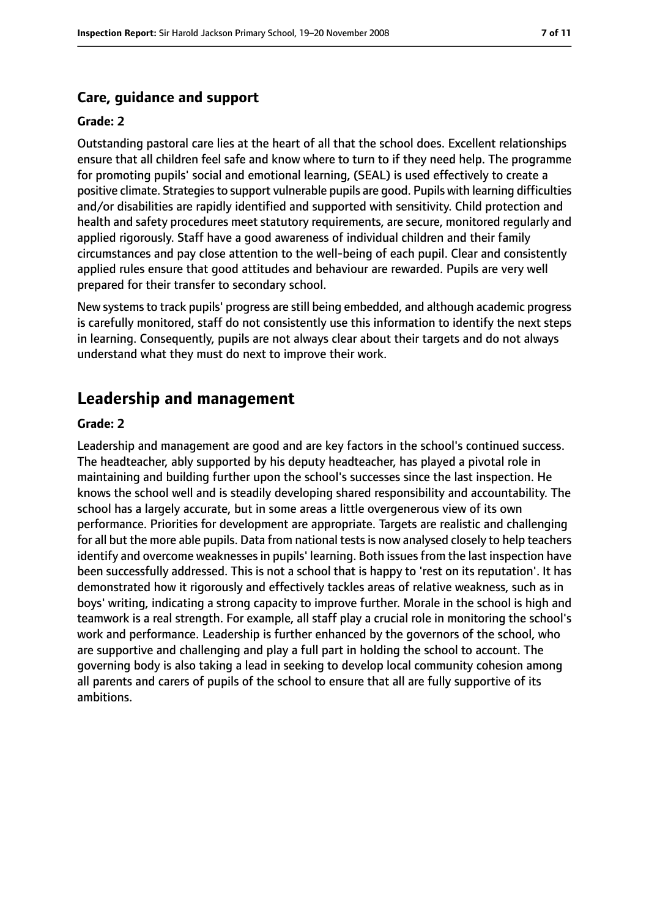### Care, guidance and support

#### Grade: 2

Outstanding pastoral care lies at the heart of all that the school does. Excellent relationships ensure that all children feel safe and know where to turn to if they need help. The programme for promoting pupils' social and emotional learning, (SEAL) is used effectively to create a positive climate. Strategies to support vulnerable pupils are good. Pupils with learning difficulties and/or disabilities are rapidly identified and supported with sensitivity. Child protection and health and safety procedures meet statutory requirements, are secure, monitored regularly and applied rigorously. Staff have a good awareness of individual children and their family circumstances and pay close attention to the well-being of each pupil. Clear and consistently applied rules ensure that good attitudes and behaviour are rewarded. Pupils are very well prepared for their transfer to secondary school.

New systems to track pupils' progress are still being embedded, and although academic progress is carefully monitored, staff do not consistently use this information to identify the next steps in learning. Consequently, pupils are not always clear about their targets and do not always understand what they must do next to improve their work.

## Leadership and management

#### Grade: 2

Leadership and management are good and are key factors in the school's continued success. The headteacher, ably supported by his deputy headteacher, has played a pivotal role in maintaining and building further upon the school's successes since the last inspection. He knows the school well and is steadily developing shared responsibility and accountability. The school has a largely accurate, but in some areas a little overgenerous view of its own performance. Priorities for development are appropriate. Targets are realistic and challenging for all but the more able pupils. Data from national tests is now analysed closely to help teachers identify and overcome weaknesses in pupils' learning. Both issues from the last inspection have been successfully addressed. This is not a school that is happy to 'rest on its reputation'. It has demonstrated how it rigorously and effectively tackles areas of relative weakness, such as in boys' writing, indicating a strong capacity to improve further. Morale in the school is high and teamwork is a real strength. For example, all staff play a crucial role in monitoring the school's work and performance. Leadership is further enhanced by the governors of the school, who are supportive and challenging and play a full part in holding the school to account. The governing body is also taking a lead in seeking to develop local community cohesion among all parents and carers of pupils of the school to ensure that all are fully supportive of its ambitions.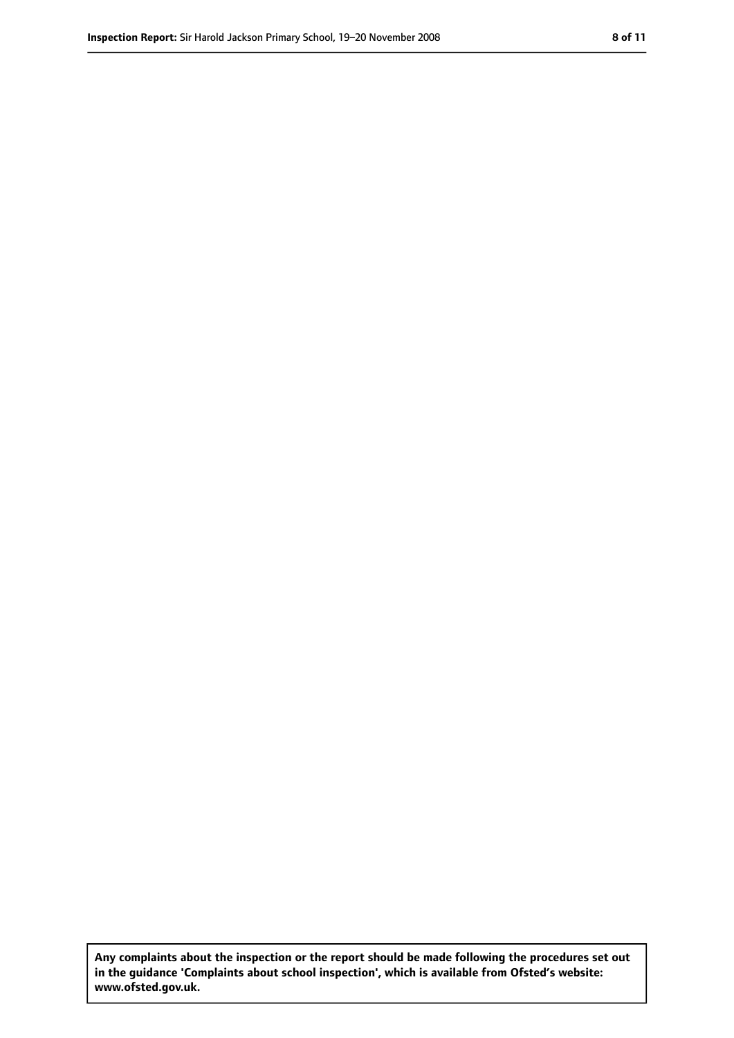**Any complaints about the inspection or the report should be made following the procedures set out in the guidance 'Complaints about school inspection', which is available from Ofsted's website: www.ofsted.gov.uk.**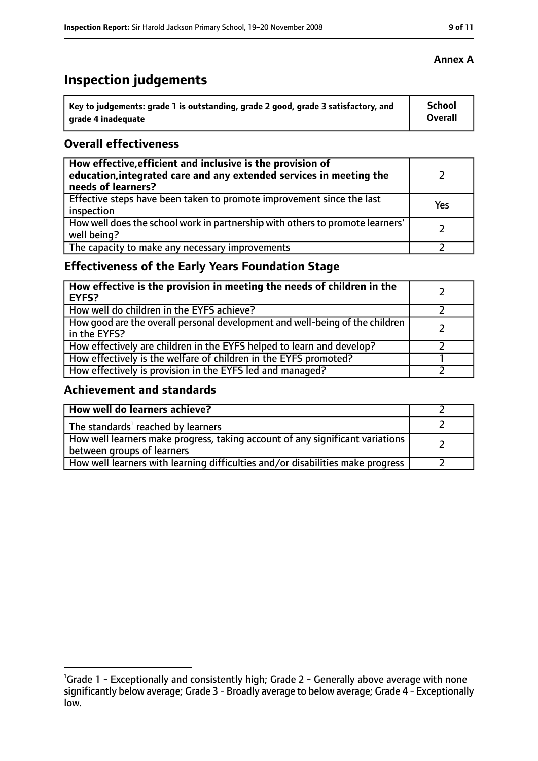**Annex A**

# Inspection judgements

| Key to judgements: grade 1 is outstanding, grade 2 good, grade 3 satisfactory, and grade 4 inadequate | School Overall |
|---|---|

## Overall effectiveness

| | |
|---|---|
| **How effective, efficient and inclusive is the provision of education, integrated care and any extended services in meeting the needs of learners?** | 2 |
| Effective steps have been taken to promote improvement since the last inspection | Yes |
| How well does the school work in partnership with others to promote learners' well being? | 2 |
| The capacity to make any necessary improvements | 2 |

## Effectiveness of the Early Years Foundation Stage

| | |
|---|---|
| **How effective is the provision in meeting the needs of children in the EYFS?** | 2 |
| How well do children in the EYFS achieve? | 2 |
| How good are the overall personal development and well-being of the children in the EYFS? | 2 |
| How effectively are children in the EYFS helped to learn and develop? | 2 |
| How effectively is the welfare of children in the EYFS promoted? | 1 |
| How effectively is provision in the EYFS led and managed? | 2 |

## Achievement and standards

| | |
|---|---|
| **How well do learners achieve?** | 2 |
| The standards[1] reached by learners | 2 |
| How well learners make progress, taking account of any significant variations between groups of learners | 2 |
| How well learners with learning difficulties and/or disabilities make progress | 2 |

[1]Grade 1 - Exceptionally and consistently high; Grade 2 - Generally above average with none significantly below average; Grade 3 - Broadly average to below average; Grade 4 - Exceptionally low.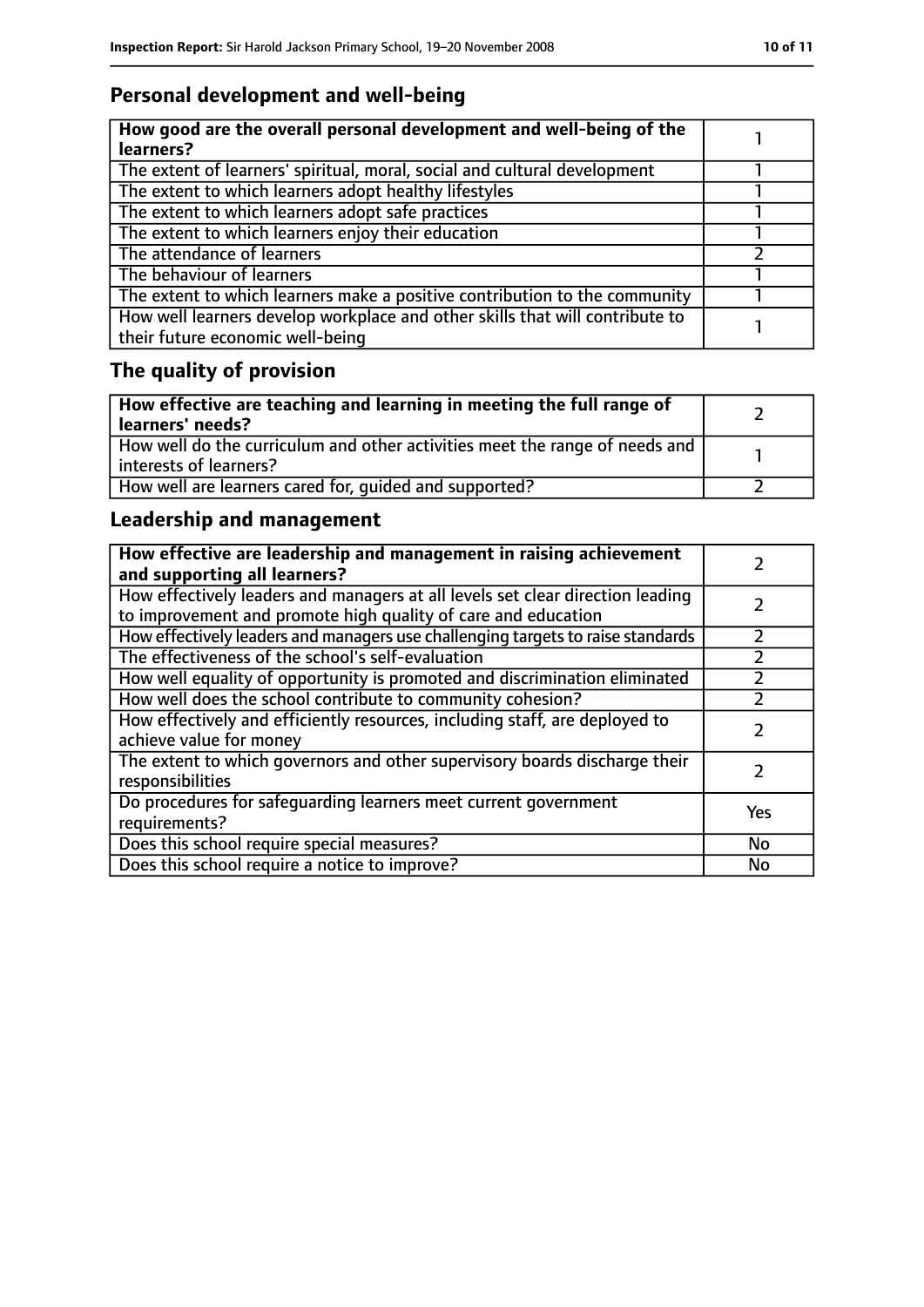## Personal development and well-being

| How good are the overall personal development and well-being of the learners? | 1 |
|---|---|
| The extent of learners' spiritual, moral, social and cultural development | 1 |
| The extent to which learners adopt healthy lifestyles | 1 |
| The extent to which learners adopt safe practices | 1 |
| The extent to which learners enjoy their education | 1 |
| The attendance of learners | 2 |
| The behaviour of learners | 1 |
| The extent to which learners make a positive contribution to the community | 1 |
| How well learners develop workplace and other skills that will contribute to their future economic well-being | 1 |

## The quality of provision

| How effective are teaching and learning in meeting the full range of learners' needs? | 2 |
|---|---|
| How well do the curriculum and other activities meet the range of needs and interests of learners? | 1 |
| How well are learners cared for, guided and supported? | 2 |

## Leadership and management

| How effective are leadership and management in raising achievement and supporting all learners? | 2 |
|---|---|
| How effectively leaders and managers at all levels set clear direction leading to improvement and promote high quality of care and education | 2 |
| How effectively leaders and managers use challenging targets to raise standards | 2 |
| The effectiveness of the school's self-evaluation | 2 |
| How well equality of opportunity is promoted and discrimination eliminated | 2 |
| How well does the school contribute to community cohesion? | 2 |
| How effectively and efficiently resources, including staff, are deployed to achieve value for money | 2 |
| The extent to which governors and other supervisory boards discharge their responsibilities | 2 |
| Do procedures for safeguarding learners meet current government requirements? | Yes |
| Does this school require special measures? | No |
| Does this school require a notice to improve? | No |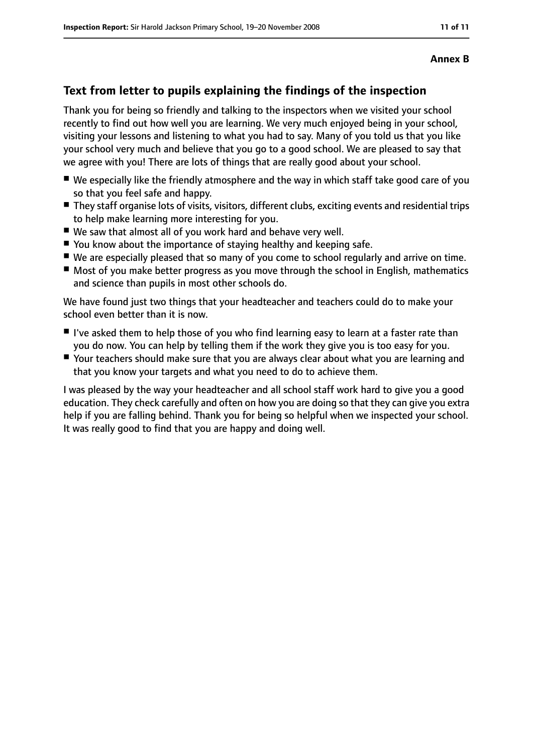**Annex B**

## Text from letter to pupils explaining the findings of the inspection

Thank you for being so friendly and talking to the inspectors when we visited your school recently to find out how well you are learning. We very much enjoyed being in your school, visiting your lessons and listening to what you had to say. Many of you told us that you like your school very much and believe that you go to a good school. We are pleased to say that we agree with you! There are lots of things that are really good about your school.

- We especially like the friendly atmosphere and the way in which staff take good care of you so that you feel safe and happy.
- They staff organise lots of visits, visitors, different clubs, exciting events and residential trips to help make learning more interesting for you.
- We saw that almost all of you work hard and behave very well.
- You know about the importance of staying healthy and keeping safe.
- We are especially pleased that so many of you come to school regularly and arrive on time.
- Most of you make better progress as you move through the school in English, mathematics and science than pupils in most other schools do.

We have found just two things that your headteacher and teachers could do to make your school even better than it is now.

- I've asked them to help those of you who find learning easy to learn at a faster rate than you do now. You can help by telling them if the work they give you is too easy for you.
- Your teachers should make sure that you are always clear about what you are learning and that you know your targets and what you need to do to achieve them.

I was pleased by the way your headteacher and all school staff work hard to give you a good education. They check carefully and often on how you are doing so that they can give you extra help if you are falling behind. Thank you for being so helpful when we inspected your school. It was really good to find that you are happy and doing well.